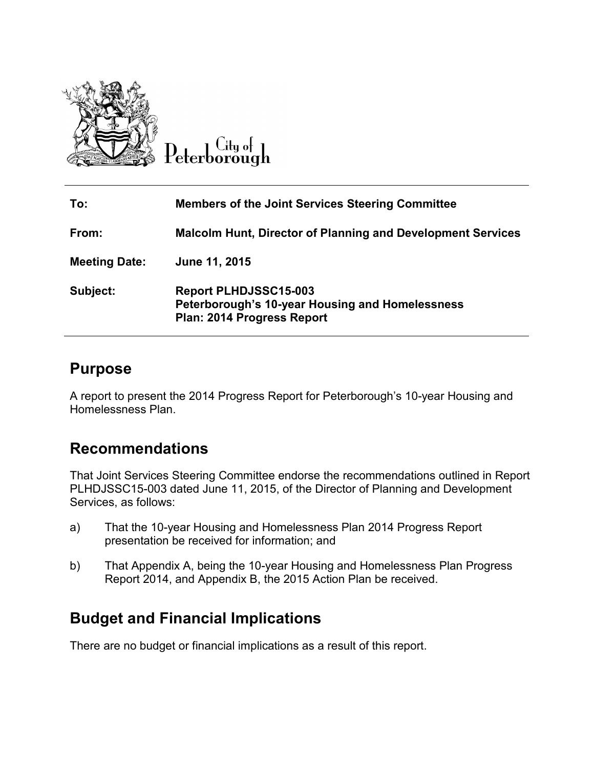City of Peterborough

| To: | Members of the Joint Services Steering Committee |
| --- | --- |
| From: | Malcolm Hunt, Director of Planning and Development Services |
| Meeting Date: | June 11, 2015 |
| Subject: | Report PLHDJSSC15-003<br>Peterborough's 10-year Housing and Homelessness Plan: 2014 Progress Report |

## Purpose

A report to present the 2014 Progress Report for Peterborough's 10-year Housing and Homelessness Plan.

## Recommendations

That Joint Services Steering Committee endorse the recommendations outlined in Report PLHDJSSC15-003 dated June 11, 2015, of the Director of Planning and Development Services, as follows:

a) That the 10-year Housing and Homelessness Plan 2014 Progress Report presentation be received for information; and

b) That Appendix A, being the 10-year Housing and Homelessness Plan Progress Report 2014, and Appendix B, the 2015 Action Plan be received.

## Budget and Financial Implications

There are no budget or financial implications as a result of this report.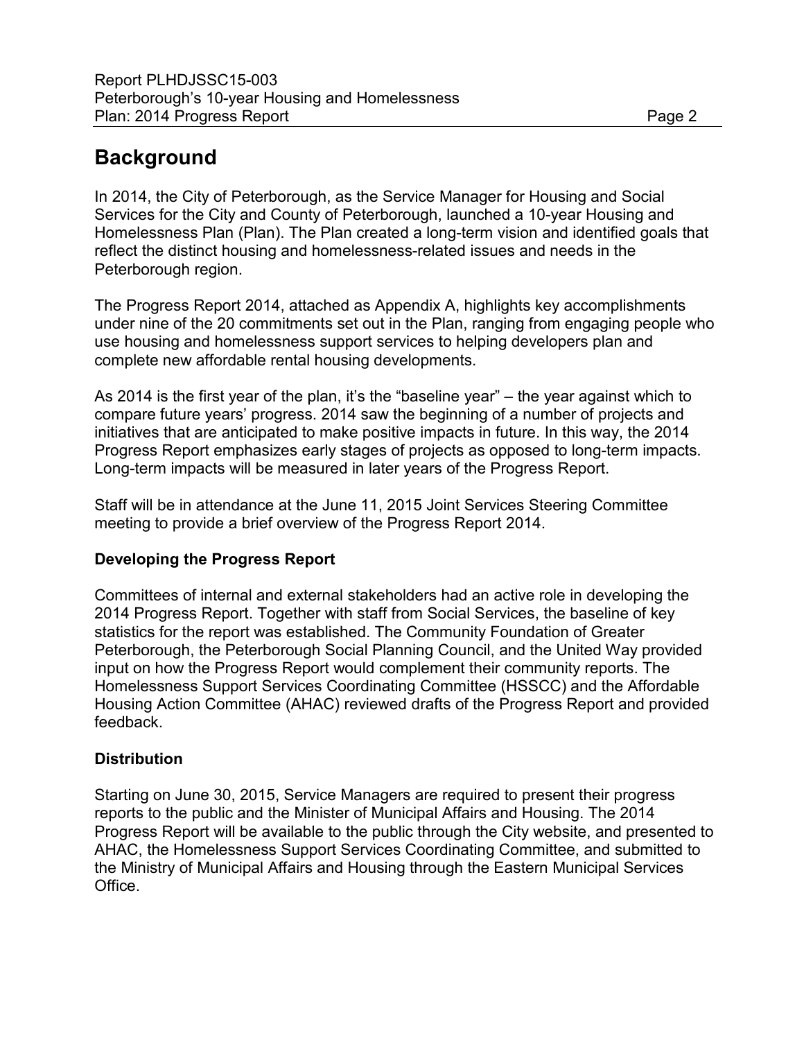## Background

In 2014, the City of Peterborough, as the Service Manager for Housing and Social Services for the City and County of Peterborough, launched a 10-year Housing and Homelessness Plan (Plan). The Plan created a long-term vision and identified goals that reflect the distinct housing and homelessness-related issues and needs in the Peterborough region.

The Progress Report 2014, attached as Appendix A, highlights key accomplishments under nine of the 20 commitments set out in the Plan, ranging from engaging people who use housing and homelessness support services to helping developers plan and complete new affordable rental housing developments.

As 2014 is the first year of the plan, it's the "baseline year" – the year against which to compare future years' progress. 2014 saw the beginning of a number of projects and initiatives that are anticipated to make positive impacts in future. In this way, the 2014 Progress Report emphasizes early stages of projects as opposed to long-term impacts. Long-term impacts will be measured in later years of the Progress Report.

Staff will be in attendance at the June 11, 2015 Joint Services Steering Committee meeting to provide a brief overview of the Progress Report 2014.

### Developing the Progress Report

Committees of internal and external stakeholders had an active role in developing the 2014 Progress Report. Together with staff from Social Services, the baseline of key statistics for the report was established. The Community Foundation of Greater Peterborough, the Peterborough Social Planning Council, and the United Way provided input on how the Progress Report would complement their community reports. The Homelessness Support Services Coordinating Committee (HSSCC) and the Affordable Housing Action Committee (AHAC) reviewed drafts of the Progress Report and provided feedback.

### Distribution

Starting on June 30, 2015, Service Managers are required to present their progress reports to the public and the Minister of Municipal Affairs and Housing. The 2014 Progress Report will be available to the public through the City website, and presented to AHAC, the Homelessness Support Services Coordinating Committee, and submitted to the Ministry of Municipal Affairs and Housing through the Eastern Municipal Services Office.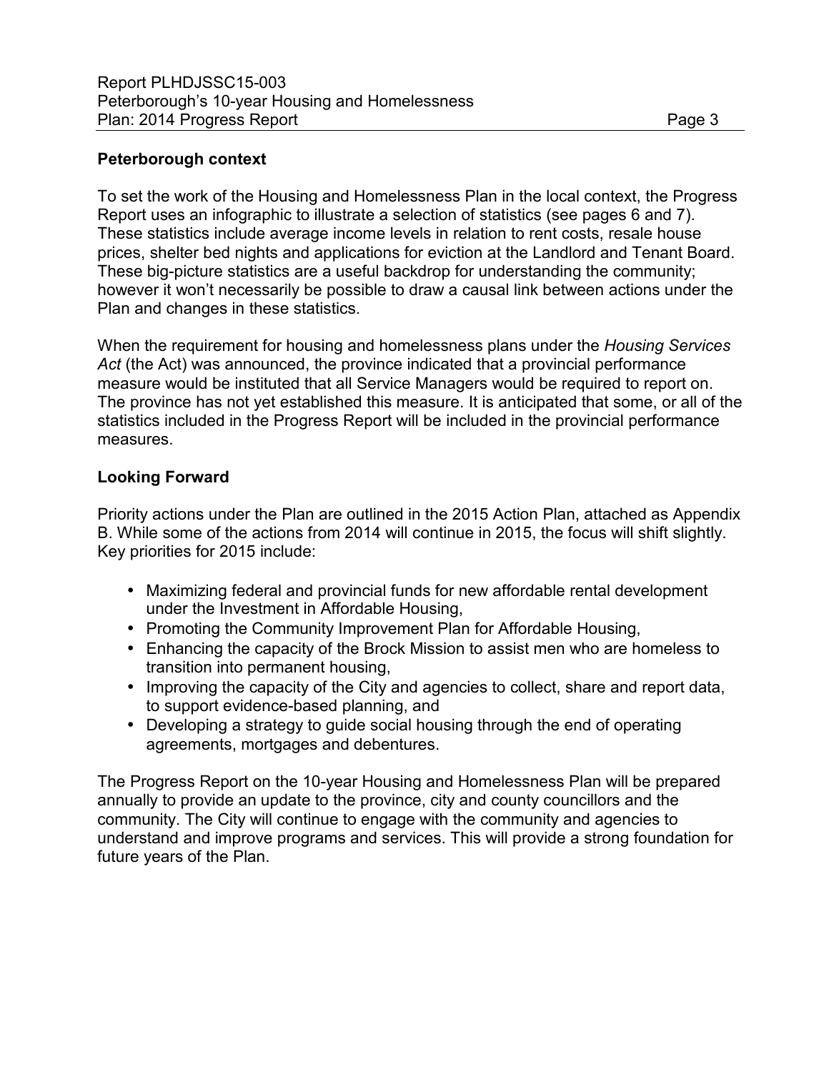### Peterborough context

To set the work of the Housing and Homelessness Plan in the local context, the Progress Report uses an infographic to illustrate a selection of statistics (see pages 6 and 7). These statistics include average income levels in relation to rent costs, resale house prices, shelter bed nights and applications for eviction at the Landlord and Tenant Board. These big-picture statistics are a useful backdrop for understanding the community; however it won't necessarily be possible to draw a causal link between actions under the Plan and changes in these statistics.

When the requirement for housing and homelessness plans under the *Housing Services Act* (the Act) was announced, the province indicated that a provincial performance measure would be instituted that all Service Managers would be required to report on. The province has not yet established this measure. It is anticipated that some, or all of the statistics included in the Progress Report will be included in the provincial performance measures.

### Looking Forward

Priority actions under the Plan are outlined in the 2015 Action Plan, attached as Appendix B. While some of the actions from 2014 will continue in 2015, the focus will shift slightly. Key priorities for 2015 include:

- Maximizing federal and provincial funds for new affordable rental development under the Investment in Affordable Housing,
- Promoting the Community Improvement Plan for Affordable Housing,
- Enhancing the capacity of the Brock Mission to assist men who are homeless to transition into permanent housing,
- Improving the capacity of the City and agencies to collect, share and report data, to support evidence-based planning, and
- Developing a strategy to guide social housing through the end of operating agreements, mortgages and debentures.

The Progress Report on the 10-year Housing and Homelessness Plan will be prepared annually to provide an update to the province, city and county councillors and the community. The City will continue to engage with the community and agencies to understand and improve programs and services. This will provide a strong foundation for future years of the Plan.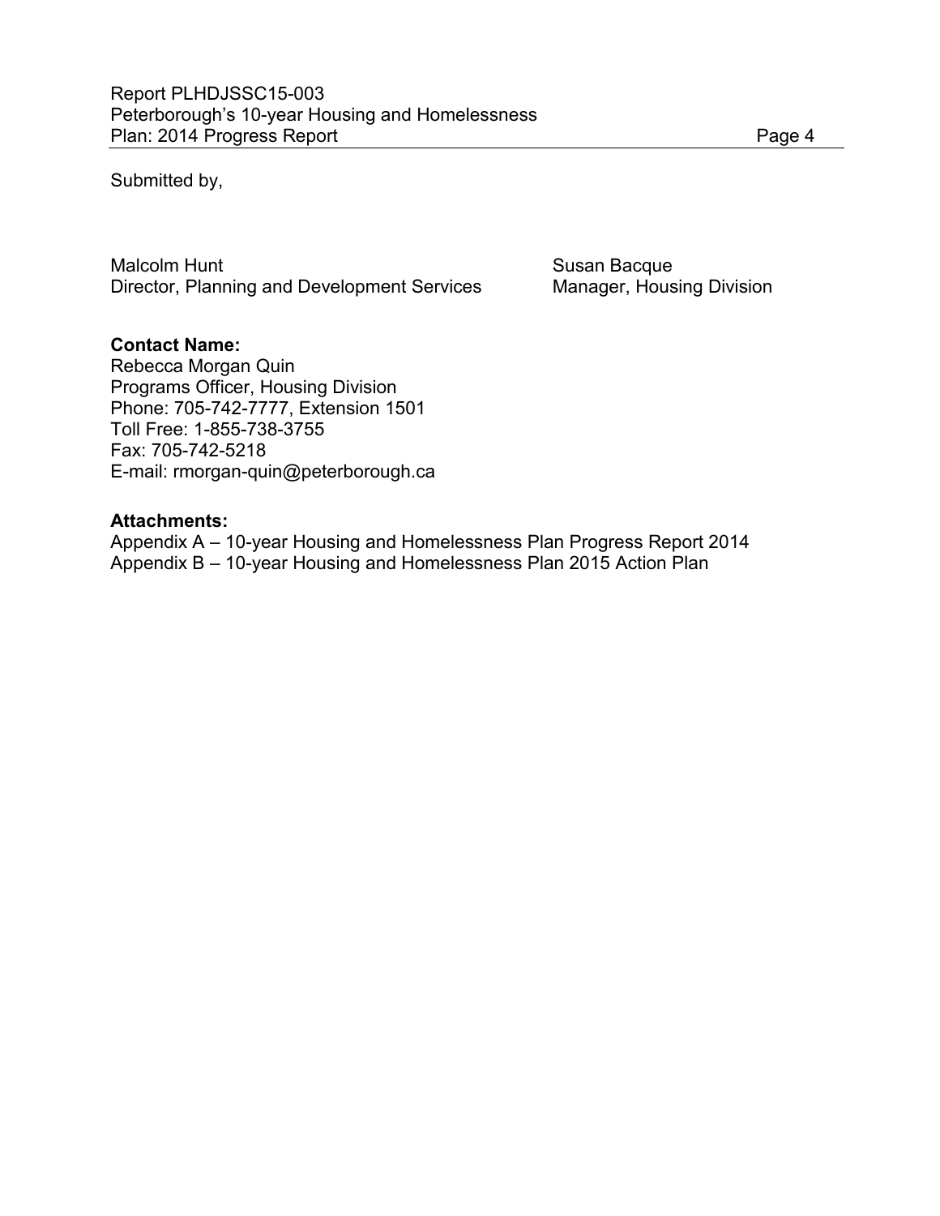Submitted by,

Malcolm Hunt
Director, Planning and Development Services

Susan Bacque
Manager, Housing Division

**Contact Name:**
Rebecca Morgan Quin
Programs Officer, Housing Division
Phone: 705-742-7777, Extension 1501
Toll Free: 1-855-738-3755
Fax: 705-742-5218
E-mail: rmorgan-quin@peterborough.ca

**Attachments:**
Appendix A – 10-year Housing and Homelessness Plan Progress Report 2014
Appendix B – 10-year Housing and Homelessness Plan 2015 Action Plan